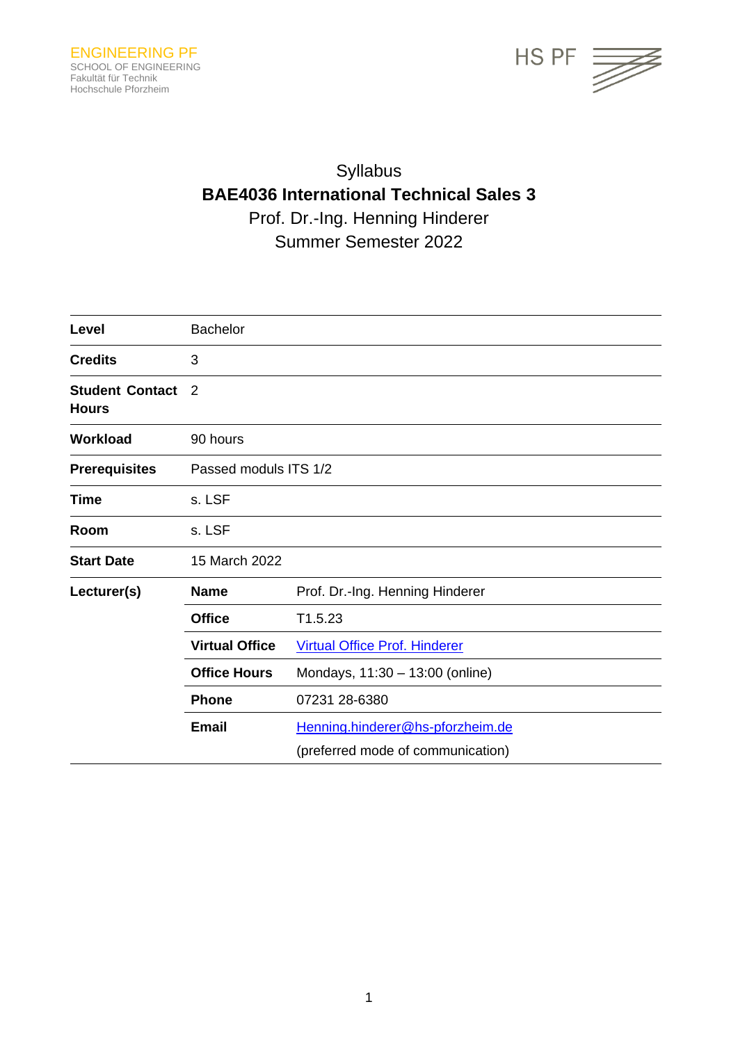ENGINEERING PF
SCHOOL OF ENGINEERING
Fakultät für Technik
Hochschule Pforzheim

HS PF

# Syllabus

## BAE4036 International Technical Sales 3

Prof. Dr.-Ing. Henning Hinderer

Summer Semester 2022

| | | |
|---|---|---|
| **Level** | Bachelor | |
| **Credits** | 3 | |
| **Student Contact Hours** | 2 | |
| **Workload** | 90 hours | |
| **Prerequisites** | Passed moduls ITS 1/2 | |
| **Time** | s. LSF | |
| **Room** | s. LSF | |
| **Start Date** | 15 March 2022 | |
| **Lecturer(s)** | **Name** | Prof. Dr.-Ing. Henning Hinderer |
| | **Office** | T1.5.23 |
| | **Virtual Office** | Virtual Office Prof. Hinderer |
| | **Office Hours** | Mondays, 11:30 – 13:00 (online) |
| | **Phone** | 07231 28-6380 |
| | **Email** | Henning.hinderer@hs-pforzheim.de (preferred mode of communication) |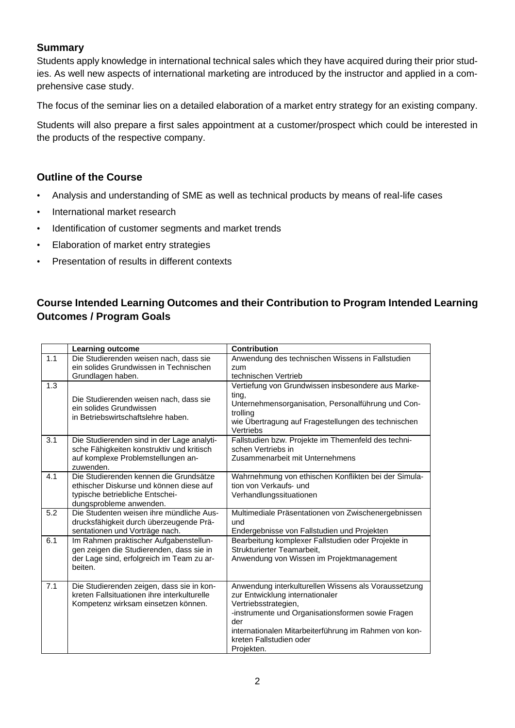## Summary

Students apply knowledge in international technical sales which they have acquired during their prior studies. As well new aspects of international marketing are introduced by the instructor and applied in a comprehensive case study.

The focus of the seminar lies on a detailed elaboration of a market entry strategy for an existing company.

Students will also prepare a first sales appointment at a customer/prospect which could be interested in the products of the respective company.

## Outline of the Course

- Analysis and understanding of SME as well as technical products by means of real-life cases
- International market research
- Identification of customer segments and market trends
- Elaboration of market entry strategies
- Presentation of results in different contexts

## Course Intended Learning Outcomes and their Contribution to Program Intended Learning Outcomes / Program Goals

| | Learning outcome | Contribution |
|---|---|---|
| 1.1 | Die Studierenden weisen nach, dass sie ein solides Grundwissen in Technischen Grundlagen haben. | Anwendung des technischen Wissens in Fallstudien zum technischen Vertrieb |
| 1.3 | Die Studierenden weisen nach, dass sie ein solides Grundwissen in Betriebswirtschaftslehre haben. | Vertiefung von Grundwissen insbesondere aus Marketing, Unternehmensorganisation, Personalführung und Controlling wie Übertragung auf Fragestellungen des technischen Vertriebs |
| 3.1 | Die Studierenden sind in der Lage analytische Fähigkeiten konstruktiv und kritisch auf komplexe Problemstellungen anzuwenden. | Fallstudien bzw. Projekte im Themenfeld des technischen Vertriebs in Zusammenarbeit mit Unternehmens |
| 4.1 | Die Studierenden kennen die Grundsätze ethischer Diskurse und können diese auf typische betriebliche Entscheidungsprobleme anwenden. | Wahrnehmung von ethischen Konflikten bei der Simulation von Verkaufs- und Verhandlungssituationen |
| 5.2 | Die Studenten weisen ihre mündliche Ausdrucksfähigkeit durch überzeugende Präsentationen und Vorträge nach. | Multimediale Präsentationen von Zwischenergebnissen und Endergebnisse von Fallstudien und Projekten |
| 6.1 | Im Rahmen praktischer Aufgabenstellungen zeigen die Studierenden, dass sie in der Lage sind, erfolgreich im Team zu arbeiten. | Bearbeitung komplexer Fallstudien oder Projekte in Strukturierter Teamarbeit, Anwendung von Wissen im Projektmanagement |
| 7.1 | Die Studierenden zeigen, dass sie in konkreten Fallsituationen ihre interkulturelle Kompetenz wirksam einsetzen können. | Anwendung interkulturellen Wissens als Voraussetzung zur Entwicklung internationaler Vertriebsstrategien, -instrumente und Organisationsformen sowie Fragen der internationalen Mitarbeiterführung im Rahmen von konkreten Fallstudien oder Projekten. |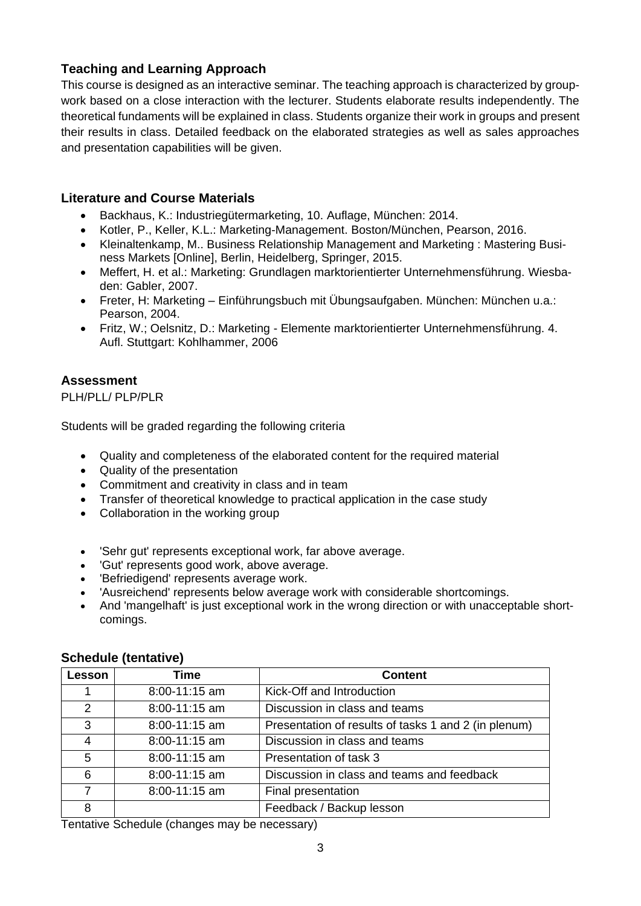## Teaching and Learning Approach

This course is designed as an interactive seminar. The teaching approach is characterized by group-work based on a close interaction with the lecturer. Students elaborate results independently. The theoretical fundaments will be explained in class. Students organize their work in groups and present their results in class. Detailed feedback on the elaborated strategies as well as sales approaches and presentation capabilities will be given.

## Literature and Course Materials

- Backhaus, K.: Industriegütermarketing, 10. Auflage, München: 2014.
- Kotler, P., Keller, K.L.: Marketing-Management. Boston/München, Pearson, 2016.
- Kleinaltenkamp, M.. Business Relationship Management and Marketing : Mastering Business Markets [Online], Berlin, Heidelberg, Springer, 2015.
- Meffert, H. et al.: Marketing: Grundlagen marktorientierter Unternehmensführung. Wiesbaden: Gabler, 2007.
- Freter, H: Marketing – Einführungsbuch mit Übungsaufgaben. München: München u.a.: Pearson, 2004.
- Fritz, W.; Oelsnitz, D.: Marketing - Elemente marktorientierter Unternehmensführung. 4. Aufl. Stuttgart: Kohlhammer, 2006

## Assessment

PLH/PLL/ PLP/PLR

Students will be graded regarding the following criteria

- Quality and completeness of the elaborated content for the required material
- Quality of the presentation
- Commitment and creativity in class and in team
- Transfer of theoretical knowledge to practical application in the case study
- Collaboration in the working group

- 'Sehr gut' represents exceptional work, far above average.
- 'Gut' represents good work, above average.
- 'Befriedigend' represents average work.
- 'Ausreichend' represents below average work with considerable shortcomings.
- And 'mangelhaft' is just exceptional work in the wrong direction or with unacceptable shortcomings.

## Schedule (tentative)

| Lesson | Time | Content |
|---|---|---|
| 1 | 8:00-11:15 am | Kick-Off and Introduction |
| 2 | 8:00-11:15 am | Discussion in class and teams |
| 3 | 8:00-11:15 am | Presentation of results of tasks 1 and 2 (in plenum) |
| 4 | 8:00-11:15 am | Discussion in class and teams |
| 5 | 8:00-11:15 am | Presentation of task 3 |
| 6 | 8:00-11:15 am | Discussion in class and teams and feedback |
| 7 | 8:00-11:15 am | Final presentation |
| 8 | | Feedback / Backup lesson |

Tentative Schedule (changes may be necessary)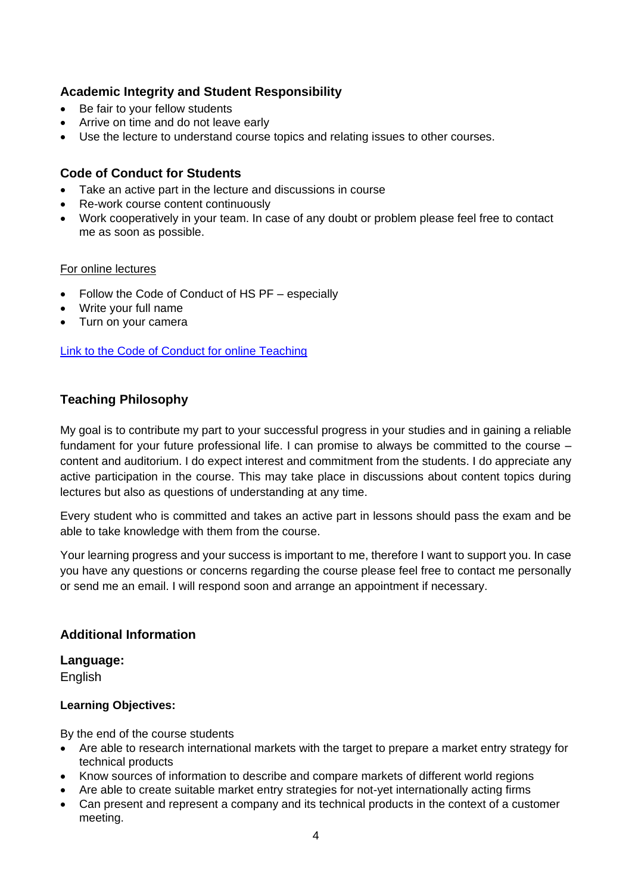### Academic Integrity and Student Responsibility

- Be fair to your fellow students
- Arrive on time and do not leave early
- Use the lecture to understand course topics and relating issues to other courses.

### Code of Conduct for Students

- Take an active part in the lecture and discussions in course
- Re-work course content continuously
- Work cooperatively in your team. In case of any doubt or problem please feel free to contact me as soon as possible.

For online lectures

- Follow the Code of Conduct of HS PF – especially
- Write your full name
- Turn on your camera

Link to the Code of Conduct for online Teaching

### Teaching Philosophy

My goal is to contribute my part to your successful progress in your studies and in gaining a reliable fundament for your future professional life. I can promise to always be committed to the course – content and auditorium. I do expect interest and commitment from the students. I do appreciate any active participation in the course. This may take place in discussions about content topics during lectures but also as questions of understanding at any time.

Every student who is committed and takes an active part in lessons should pass the exam and be able to take knowledge with them from the course.

Your learning progress and your success is important to me, therefore I want to support you. In case you have any questions or concerns regarding the course please feel free to contact me personally or send me an email. I will respond soon and arrange an appointment if necessary.

### Additional Information

**Language:**
English

**Learning Objectives:**

By the end of the course students

- Are able to research international markets with the target to prepare a market entry strategy for technical products
- Know sources of information to describe and compare markets of different world regions
- Are able to create suitable market entry strategies for not-yet internationally acting firms
- Can present and represent a company and its technical products in the context of a customer meeting.